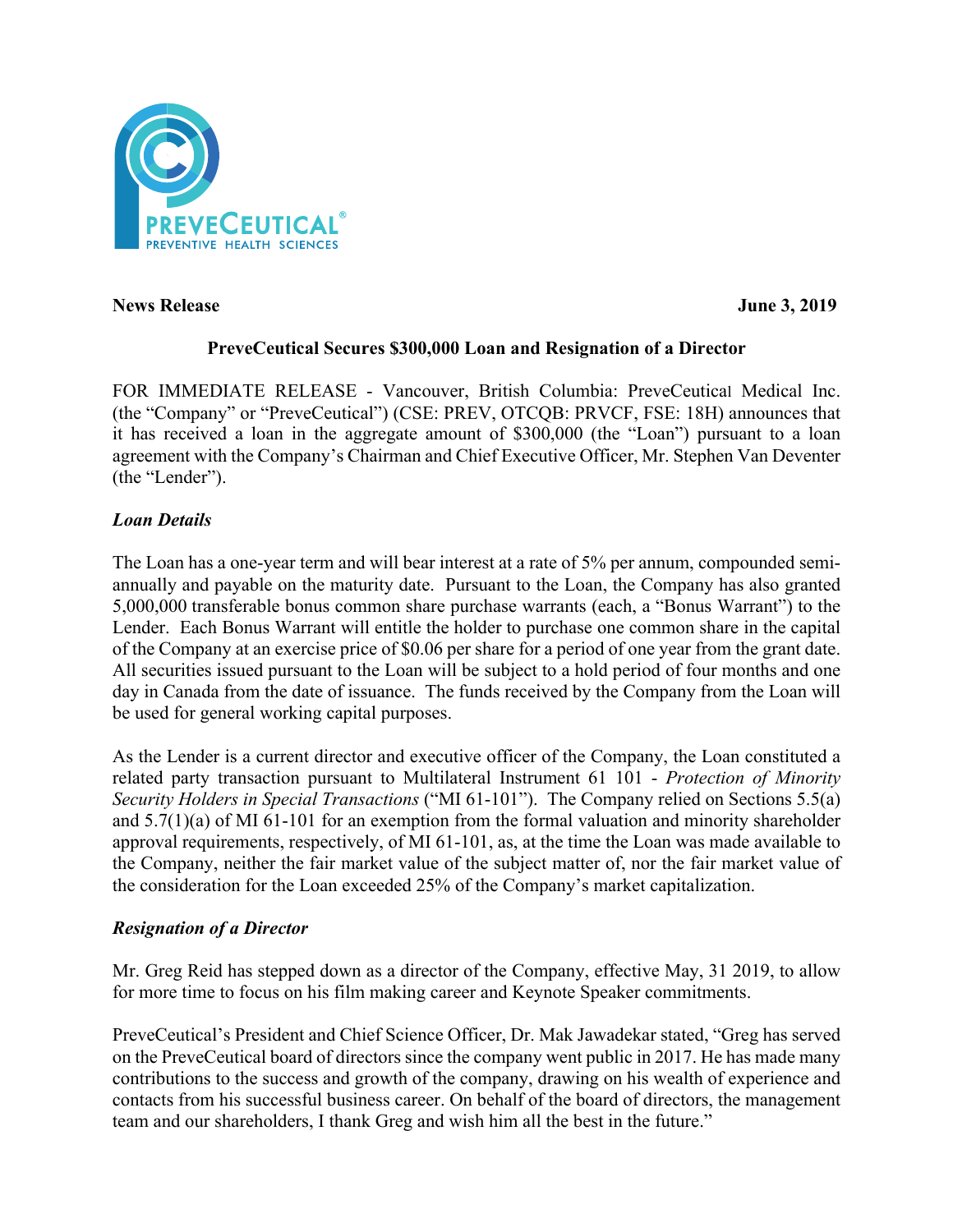**News Release** **June 3, 2019**

**PreveCeutical Secures $300,000 Loan and Resignation of a Director**

FOR IMMEDIATE RELEASE - Vancouver, British Columbia: PreveCeutical Medical Inc. (the "Company" or "PreveCeutical") (CSE: PREV, OTCQB: PRVCF, FSE: 18H) announces that it has received a loan in the aggregate amount of $300,000 (the "Loan") pursuant to a loan agreement with the Company's Chairman and Chief Executive Officer, Mr. Stephen Van Deventer (the "Lender").

***Loan Details***

The Loan has a one-year term and will bear interest at a rate of 5% per annum, compounded semi-annually and payable on the maturity date. Pursuant to the Loan, the Company has also granted 5,000,000 transferable bonus common share purchase warrants (each, a "Bonus Warrant") to the Lender. Each Bonus Warrant will entitle the holder to purchase one common share in the capital of the Company at an exercise price of $0.06 per share for a period of one year from the grant date. All securities issued pursuant to the Loan will be subject to a hold period of four months and one day in Canada from the date of issuance. The funds received by the Company from the Loan will be used for general working capital purposes.

As the Lender is a current director and executive officer of the Company, the Loan constituted a related party transaction pursuant to Multilateral Instrument 61 101 - *Protection of Minority Security Holders in Special Transactions* ("MI 61-101"). The Company relied on Sections 5.5(a) and 5.7(1)(a) of MI 61-101 for an exemption from the formal valuation and minority shareholder approval requirements, respectively, of MI 61-101, as, at the time the Loan was made available to the Company, neither the fair market value of the subject matter of, nor the fair market value of the consideration for the Loan exceeded 25% of the Company's market capitalization.

***Resignation of a Director***

Mr. Greg Reid has stepped down as a director of the Company, effective May, 31 2019, to allow for more time to focus on his film making career and Keynote Speaker commitments.

PreveCeutical's President and Chief Science Officer, Dr. Mak Jawadekar stated, "Greg has served on the PreveCeutical board of directors since the company went public in 2017. He has made many contributions to the success and growth of the company, drawing on his wealth of experience and contacts from his successful business career. On behalf of the board of directors, the management team and our shareholders, I thank Greg and wish him all the best in the future."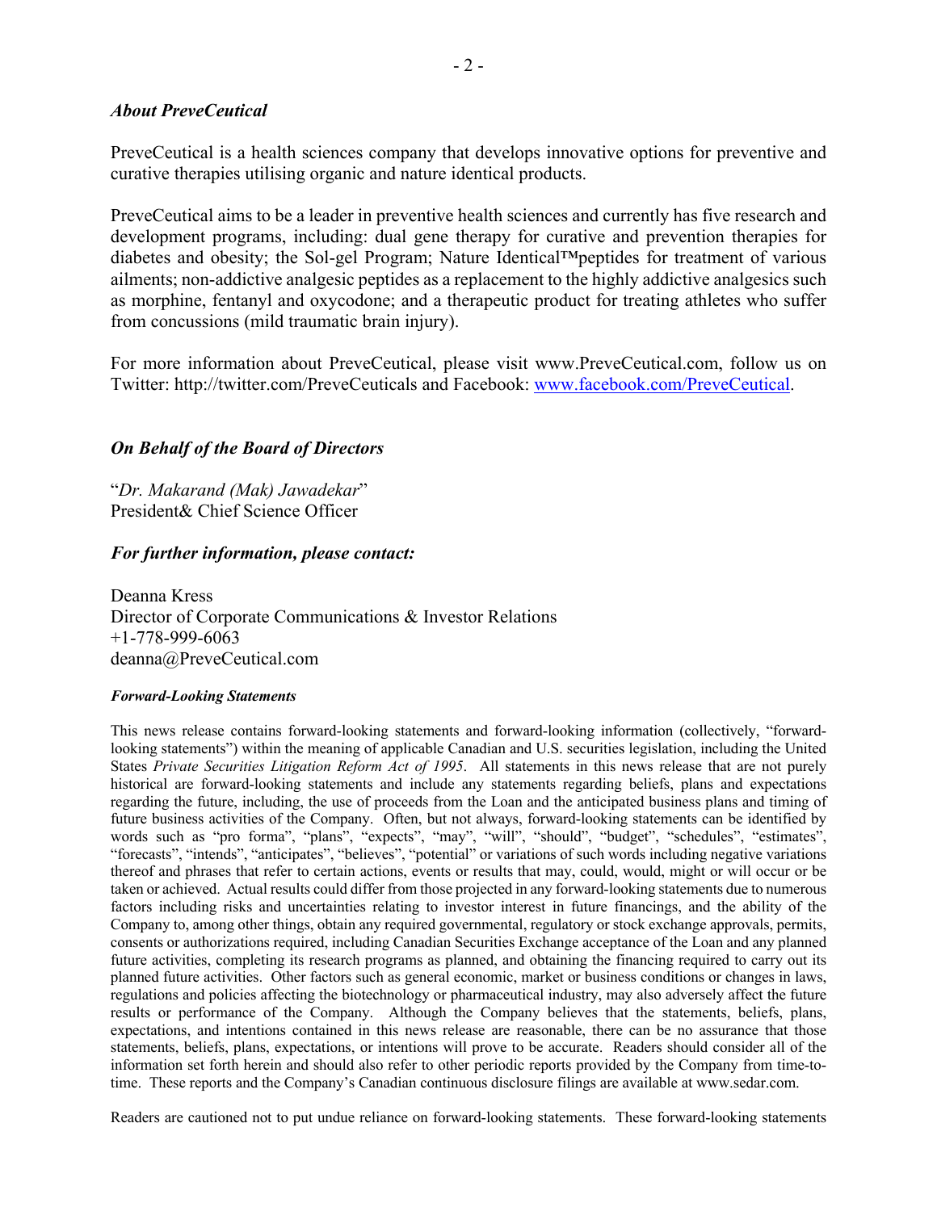### *About PreveCeutical*

PreveCeutical is a health sciences company that develops innovative options for preventive and curative therapies utilising organic and nature identical products.

PreveCeutical aims to be a leader in preventive health sciences and currently has five research and development programs, including: dual gene therapy for curative and prevention therapies for diabetes and obesity; the Sol-gel Program; Nature Identical™peptides for treatment of various ailments; non-addictive analgesic peptides as a replacement to the highly addictive analgesics such as morphine, fentanyl and oxycodone; and a therapeutic product for treating athletes who suffer from concussions (mild traumatic brain injury).

For more information about PreveCeutical, please visit www.PreveCeutical.com, follow us on Twitter: http://twitter.com/PreveCeuticals and Facebook: www.facebook.com/PreveCeutical.

### *On Behalf of the Board of Directors*

"*Dr. Makarand (Mak) Jawadekar*"
President& Chief Science Officer

### *For further information, please contact:*

Deanna Kress
Director of Corporate Communications & Investor Relations
+1-778-999-6063
deanna@PreveCeutical.com

#### *Forward-Looking Statements*

This news release contains forward-looking statements and forward-looking information (collectively, "forward-looking statements") within the meaning of applicable Canadian and U.S. securities legislation, including the United States *Private Securities Litigation Reform Act of 1995*. All statements in this news release that are not purely historical are forward-looking statements and include any statements regarding beliefs, plans and expectations regarding the future, including, the use of proceeds from the Loan and the anticipated business plans and timing of future business activities of the Company. Often, but not always, forward-looking statements can be identified by words such as "pro forma", "plans", "expects", "may", "will", "should", "budget", "schedules", "estimates", "forecasts", "intends", "anticipates", "believes", "potential" or variations of such words including negative variations thereof and phrases that refer to certain actions, events or results that may, could, would, might or will occur or be taken or achieved. Actual results could differ from those projected in any forward-looking statements due to numerous factors including risks and uncertainties relating to investor interest in future financings, and the ability of the Company to, among other things, obtain any required governmental, regulatory or stock exchange approvals, permits, consents or authorizations required, including Canadian Securities Exchange acceptance of the Loan and any planned future activities, completing its research programs as planned, and obtaining the financing required to carry out its planned future activities. Other factors such as general economic, market or business conditions or changes in laws, regulations and policies affecting the biotechnology or pharmaceutical industry, may also adversely affect the future results or performance of the Company. Although the Company believes that the statements, beliefs, plans, expectations, and intentions contained in this news release are reasonable, there can be no assurance that those statements, beliefs, plans, expectations, or intentions will prove to be accurate. Readers should consider all of the information set forth herein and should also refer to other periodic reports provided by the Company from time-to-time. These reports and the Company's Canadian continuous disclosure filings are available at www.sedar.com.

Readers are cautioned not to put undue reliance on forward-looking statements. These forward-looking statements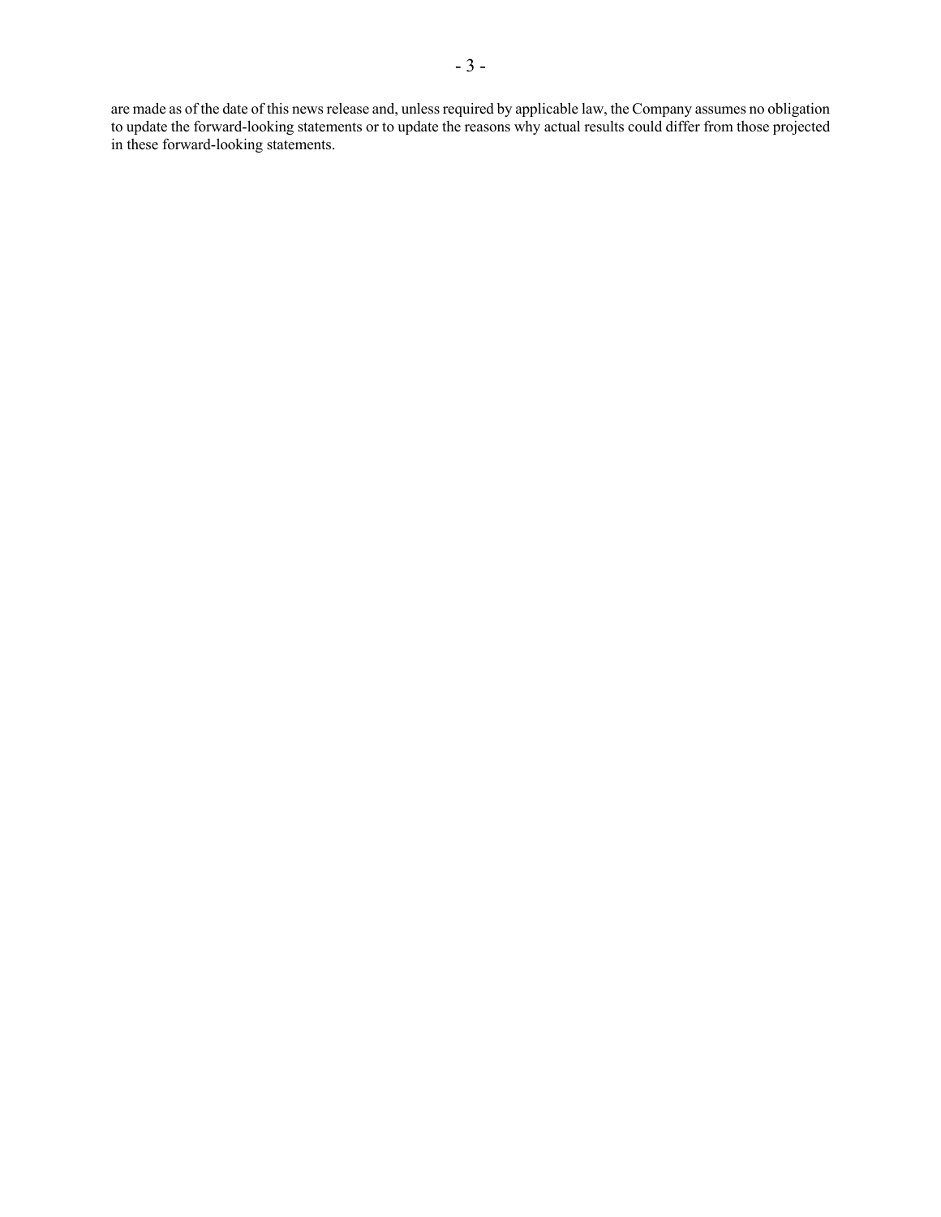are made as of the date of this news release and, unless required by applicable law, the Company assumes no obligation to update the forward-looking statements or to update the reasons why actual results could differ from those projected in these forward-looking statements.